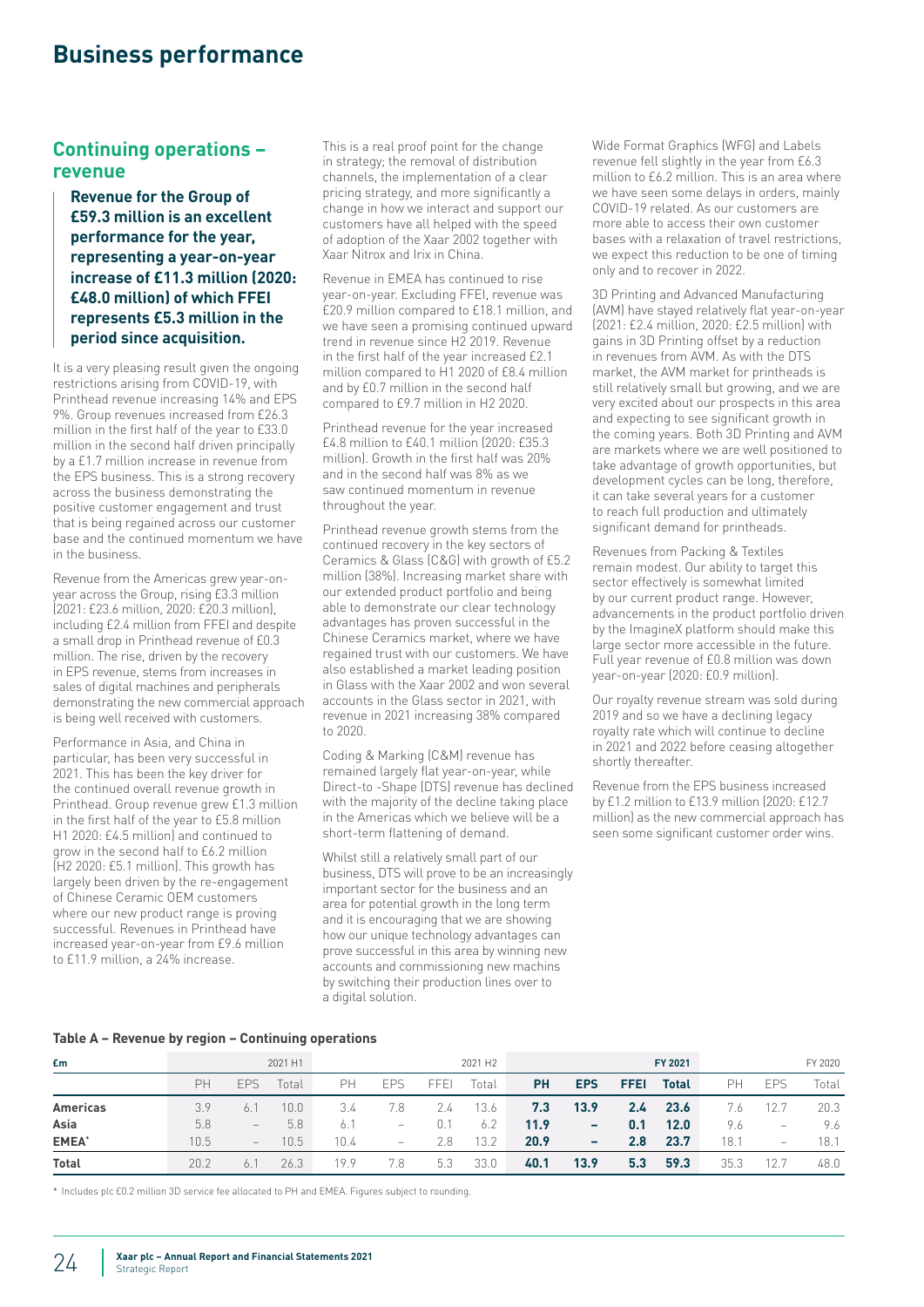# Business performance

## Continuing operations – revenue

**Revenue for the Group of £59.3 million is an excellent performance for the year, representing a year-on-year increase of £11.3 million (2020: £48.0 million) of which FFEI represents £5.3 million in the period since acquisition.**

It is a very pleasing result given the ongoing restrictions arising from COVID-19, with Printhead revenue increasing 14% and EPS 9%. Group revenues increased from £26.3 million in the first half of the year to £33.0 million in the second half driven principally by a £1.7 million increase in revenue from the EPS business. This is a strong recovery across the business demonstrating the positive customer engagement and trust that is being regained across our customer base and the continued momentum we have in the business.

Revenue from the Americas grew year-on-year across the Group, rising £3.3 million (2021: £23.6 million, 2020: £20.3 million), including £2.4 million from FFEI and despite a small drop in Printhead revenue of £0.3 million. The rise, driven by the recovery in EPS revenue, stems from increases in sales of digital machines and peripherals demonstrating the new commercial approach is being well received with customers.

Performance in Asia, and China in particular, has been very successful in 2021. This has been the key driver for the continued overall revenue growth in Printhead. Group revenue grew £1.3 million in the first half of the year to £5.8 million H1 2020: £4.5 million) and continued to grow in the second half to £6.2 million (H2 2020: £5.1 million). This growth has largely been driven by the re-engagement of Chinese Ceramic OEM customers where our new product range is proving successful. Revenues in Printhead have increased year-on-year from £9.6 million to £11.9 million, a 24% increase.

This is a real proof point for the change in strategy; the removal of distribution channels, the implementation of a clear pricing strategy, and more significantly a change in how we interact and support our customers have all helped with the speed of adoption of the Xaar 2002 together with Xaar Nitrox and Irix in China.

Revenue in EMEA has continued to rise year-on-year. Excluding FFEI, revenue was £20.9 million compared to £18.1 million, and we have seen a promising continued upward trend in revenue since H2 2019. Revenue in the first half of the year increased £2.1 million compared to H1 2020 of £8.4 million and by £0.7 million in the second half compared to £9.7 million in H2 2020.

Printhead revenue for the year increased £4.8 million to £40.1 million (2020: £35.3 million). Growth in the first half was 20% and in the second half was 8% as we saw continued momentum in revenue throughout the year.

Printhead revenue growth stems from the continued recovery in the key sectors of Ceramics & Glass (C&G) with growth of £5.2 million (38%). Increasing market share with our extended product portfolio and being able to demonstrate our clear technology advantages has proven successful in the Chinese Ceramics market, where we have regained trust with our customers. We have also established a market leading position in Glass with the Xaar 2002 and won several accounts in the Glass sector in 2021, with revenue in 2021 increasing 38% compared to 2020.

Coding & Marking (C&M) revenue has remained largely flat year-on-year, while Direct-to -Shape (DTS) revenue has declined with the majority of the decline taking place in the Americas which we believe will be a short-term flattening of demand.

Whilst still a relatively small part of our business, DTS will prove to be an increasingly important sector for the business and an area for potential growth in the long term and it is encouraging that we are showing how our unique technology advantages can prove successful in this area by winning new accounts and commissioning new machins by switching their production lines over to a digital solution.

Wide Format Graphics (WFG) and Labels revenue fell slightly in the year from £6.3 million to £6.2 million. This is an area where we have seen some delays in orders, mainly COVID-19 related. As our customers are more able to access their own customer bases with a relaxation of travel restrictions, we expect this reduction to be one of timing only and to recover in 2022.

3D Printing and Advanced Manufacturing (AVM) have stayed relatively flat year-on-year (2021: £2.4 million, 2020: £2.5 million) with gains in 3D Printing offset by a reduction in revenues from AVM. As with the DTS market, the AVM market for printheads is still relatively small but growing, and we are very excited about our prospects in this area and expecting to see significant growth in the coming years. Both 3D Printing and AVM are markets where we are well positioned to take advantage of growth opportunities, but development cycles can be long, therefore, it can take several years for a customer to reach full production and ultimately significant demand for printheads.

Revenues from Packing & Textiles remain modest. Our ability to target this sector effectively is somewhat limited by our current product range. However, advancements in the product portfolio driven by the ImagineX platform should make this large sector more accessible in the future. Full year revenue of £0.8 million was down year-on-year (2020: £0.9 million).

Our royalty revenue stream was sold during 2019 and so we have a declining legacy royalty rate which will continue to decline in 2021 and 2022 before ceasing altogether shortly thereafter.

Revenue from the EPS business increased by £1.2 million to £13.9 million (2020: £12.7 million) as the new commercial approach has seen some significant customer order wins.

**Table A – Revenue by region – Continuing operations**

| £m | 2021 H1 | | | 2021 H2 | | | | **FY 2021** | | | | FY 2020 | | |
|---|---|---|---|---|---|---|---|---|---|---|---|---|---|---|
| | PH | EPS | Total | PH | EPS | FFEI | Total | **PH** | **EPS** | **FFEI** | **Total** | PH | EPS | Total |
| **Americas** | 3.9 | 6.1 | 10.0 | 3.4 | 7.8 | 2.4 | 13.6 | **7.3** | **13.9** | **2.4** | **23.6** | 7.6 | 12.7 | 20.3 |
| **Asia** | 5.8 | – | 5.8 | 6.1 | – | 0.1 | 6.2 | **11.9** | **–** | **0.1** | **12.0** | 9.6 | – | 9.6 |
| **EMEA*** | 10.5 | – | 10.5 | 10.4 | – | 2.8 | 13.2 | **20.9** | **–** | **2.8** | **23.7** | 18.1 | – | 18.1 |
| **Total** | 20.2 | 6.1 | 26.3 | 19.9 | 7.8 | 5.3 | 33.0 | **40.1** | **13.9** | **5.3** | **59.3** | 35.3 | 12.7 | 48.0 |

\* Includes plc £0.2 million 3D service fee allocated to PH and EMEA. Figures subject to rounding.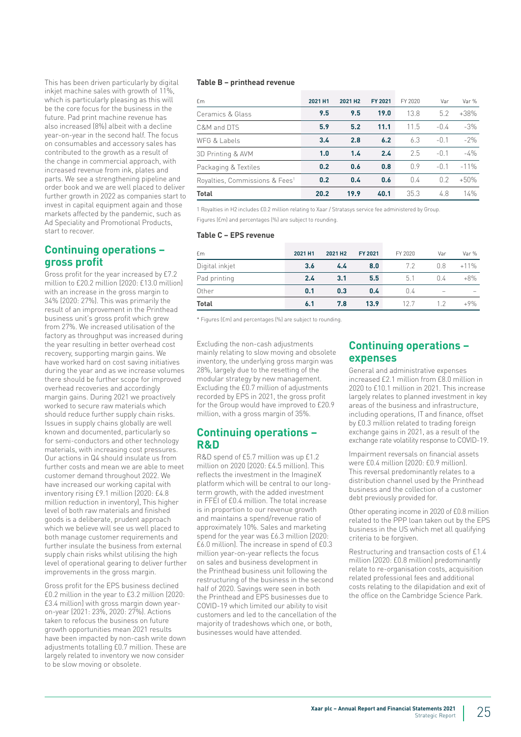This has been driven particularly by digital inkjet machine sales with growth of 11%, which is particularly pleasing as this will be the core focus for the business in the future. Pad print machine revenue has also increased (8%) albeit with a decline year-on-year in the second half. The focus on consumables and accessory sales has contributed to the growth as a result of the change in commercial approach, with increased revenue from ink, plates and parts. We see a strengthening pipeline and order book and we are well placed to deliver further growth in 2022 as companies start to invest in capital equipment again and those markets affected by the pandemic, such as Ad Speciality and Promotional Products, start to recover.

## Continuing operations – gross profit

Gross profit for the year increased by £7.2 million to £20.2 million (2020: £13.0 million) with an increase in the gross margin to 34% (2020: 27%). This was primarily the result of an improvement in the Printhead business unit's gross profit which grew from 27%. We increased utilisation of the factory as throughput was increased during the year resulting in better overhead cost recovery, supporting margin gains. We have worked hard on cost saving initiatives during the year and as we increase volumes there should be further scope for improved overhead recoveries and accordingly margin gains. During 2021 we proactively worked to secure raw materials which should reduce further supply chain risks. Issues in supply chains globally are well known and documented, particularly so for semi-conductors and other technology materials, with increasing cost pressures. Our actions in Q4 should insulate us from further costs and mean we are able to meet customer demand throughout 2022. We have increased our working capital with inventory rising £9.1 million (2020: £4.8 million reduction in inventory), This higher level of both raw materials and finished goods is a deliberate, prudent approach which we believe will see us well placed to both manage customer requirements and further insulate the business from external supply chain risks whilst utilising the high level of operational gearing to deliver further improvements in the gross margin.

Gross profit for the EPS business declined £0.2 million in the year to £3.2 million (2020: £3.4 million) with gross margin down year-on-year (2021: 23%, 2020: 27%). Actions taken to refocus the business on future growth opportunities mean 2021 results have been impacted by non-cash write down adjustments totalling £0.7 million. These are largely related to inventory we now consider to be slow moving or obsolete.

**Table B – printhead revenue**

| £m | 2021 H1 | 2021 H2 | FY 2021 | FY 2020 | Var | Var % |
|---|---|---|---|---|---|---|
| Ceramics & Glass | **9.5** | **9.5** | **19.0** | 13.8 | 5.2 | +38% |
| C&M and DTS | **5.9** | **5.2** | **11.1** | 11.5 | -0.4 | -3% |
| WFG & Labels | **3.4** | **2.8** | **6.2** | 6.3 | -0.1 | -2% |
| 3D Printing & AVM | **1.0** | **1.4** | **2.4** | 2.5 | -0.1 | -4% |
| Packaging & Textiles | **0.2** | **0.6** | **0.8** | 0.9 | -0.1 | -11% |
| Royalties, Commissions & Fees[1] | **0.2** | **0.4** | **0.6** | 0.4 | 0.2 | +50% |
| **Total** | **20.2** | **19.9** | **40.1** | 35.3 | 4.8 | 14% |

1 Royalties in H2 includes £0.2 million relating to Xaar / Stratasys service fee administered by Group.

Figures (£m) and percentages (%) are subject to rounding.

**Table C – EPS revenue**

| £m | 2021 H1 | 2021 H2 | FY 2021 | FY 2020 | Var | Var % |
|---|---|---|---|---|---|---|
| Digital inkjet | **3.6** | **4.4** | **8.0** | 7.2 | 0.8 | +11% |
| Pad printing | **2.4** | **3.1** | **5.5** | 5.1 | 0.4 | +8% |
| Other | **0.1** | **0.3** | **0.4** | 0.4 | – | – |
| **Total** | **6.1** | **7.8** | **13.9** | 12.7 | 1.2 | +9% |

* Figures (£m) and percentages (%) are subject to rounding.

Excluding the non-cash adjustments mainly relating to slow moving and obsolete inventory, the underlying gross margin was 28%, largely due to the resetting of the modular strategy by new management. Excluding the £0.7 million of adjustments recorded by EPS in 2021, the gross profit for the Group would have improved to £20.9 million, with a gross margin of 35%.

## Continuing operations – R&D

R&D spend of £5.7 million was up £1.2 million on 2020 (2020: £4.5 million). This reflects the investment in the ImagineX platform which will be central to our long-term growth, with the added investment in FFEI of £0.4 million. The total increase is in proportion to our revenue growth and maintains a spend/revenue ratio of approximately 10%. Sales and marketing spend for the year was £6.3 million (2020: £6.0 million). The increase in spend of £0.3 million year-on-year reflects the focus on sales and business development in the Printhead business unit following the restructuring of the business in the second half of 2020. Savings were seen in both the Printhead and EPS businesses due to COVID-19 which limited our ability to visit customers and led to the cancellation of the majority of tradeshows which one, or both, businesses would have attended.

## Continuing operations – expenses

General and administrative expenses increased £2.1 million from £8.0 million in 2020 to £10.1 million in 2021. This increase largely relates to planned investment in key areas of the business and infrastructure, including operations, IT and finance, offset by £0.3 million related to trading foreign exchange gains in 2021, as a result of the exchange rate volatility response to COVID-19.

Impairment reversals on financial assets were £0.4 million (2020: £0.9 million). This reversal predominantly relates to a distribution channel used by the Printhead business and the collection of a customer debt previously provided for.

Other operating income in 2020 of £0.8 million related to the PPP loan taken out by the EPS business in the US which met all qualifying criteria to be forgiven.

Restructuring and transaction costs of £1.4 million (2020: £0.8 million) predominantly relate to re-organisation costs, acquisition related professional fees and additional costs relating to the dilapidation and exit of the office on the Cambridge Science Park.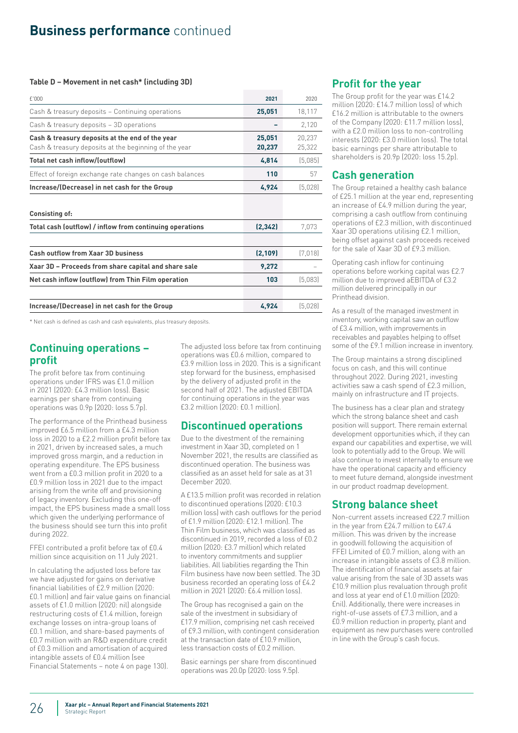# Business performance continued

**Table D – Movement in net cash* (including 3D)**

| £'000 | 2021 | 2020 |
|---|---|---|
| Cash & treasury deposits – Continuing operations | **25,051** | 18,117 |
| Cash & treasury deposits – 3D operations | **–** | 2,120 |
| **Cash & treasury deposits at the end of the year** | **25,051** | 20,237 |
| Cash & treasury deposits at the beginning of the year | **20,237** | 25,322 |
| **Total net cash inflow/(outflow)** | **4,814** | (5,085) |
| Effect of foreign exchange rate changes on cash balances | **110** | 57 |
| **Increase/(Decrease) in net cash for the Group** | **4,924** | (5,028) |
| **Consisting of:** | | |
| **Total cash (outflow) / inflow from continuing operations** | **(2,342)** | 7,073 |
| **Cash outflow from Xaar 3D business** | **(2,109)** | (7,018) |
| **Xaar 3D – Proceeds from share capital and share sale** | **9,272** | – |
| **Net cash inflow (outflow) from Thin Film operation** | **103** | (5,083) |
| **Increase/(Decrease) in net cash for the Group** | **4,924** | (5,028) |

* Net cash is defined as cash and cash equivalents, plus treasury deposits.

## Continuing operations – profit

The profit before tax from continuing operations under IFRS was £1.0 million in 2021 (2020: £4.3 million loss). Basic earnings per share from continuing operations was 0.9p (2020: loss 5.7p).

The performance of the Printhead business improved £6.5 million from a £4.3 million loss in 2020 to a £2.2 million profit before tax in 2021, driven by increased sales, a much improved gross margin, and a reduction in operating expenditure. The EPS business went from a £0.3 million profit in 2020 to a £0.9 million loss in 2021 due to the impact arising from the write off and provisioning of legacy inventory. Excluding this one-off impact, the EPS business made a small loss which given the underlying performance of the business should see turn this into profit during 2022.

FFEI contributed a profit before tax of £0.4 million since acquisition on 11 July 2021.

In calculating the adjusted loss before tax we have adjusted for gains on derivative financial liabilities of £2.9 million (2020: £0.1 million) and fair value gains on financial assets of £1.0 million (2020: nil) alongside restructuring costs of £1.4 million, foreign exchange losses on intra-group loans of £0.1 million, and share-based payments of £0.7 million with an R&D expenditure credit of £0.3 million and amortisation of acquired intangible assets of £0.4 million (see Financial Statements – note 4 on page 130).

The adjusted loss before tax from continuing operations was £0.6 million, compared to £3.9 million loss in 2020. This is a significant step forward for the business, emphasised by the delivery of adjusted profit in the second half of 2021. The adjusted EBITDA for continuing operations in the year was £3.2 million (2020: £0.1 million).

## Discontinued operations

Due to the divestment of the remaining investment in Xaar 3D, completed on 1 November 2021, the results are classified as discontinued operation. The business was classified as an asset held for sale as at 31 December 2020.

A £13.5 million profit was recorded in relation to discontinued operations (2020: £10.3 million loss) with cash outflows for the period of £1.9 million (2020: £12.1 million). The Thin Film business, which was classified as discontinued in 2019, recorded a loss of £0.2 million (2020: £3.7 million) which related to inventory commitments and supplier liabilities. All liabilities regarding the Thin Film business have now been settled. The 3D business recorded an operating loss of £4.2 million in 2021 (2020: £6.4 million loss).

The Group has recognised a gain on the sale of the investment in subsidiary of £17.9 million, comprising net cash received of £9.3 million, with contingent consideration at the transaction date of £10.9 million, less transaction costs of £0.2 million.

Basic earnings per share from discontinued operations was 20.0p (2020: loss 9.5p).

## Profit for the year

The Group profit for the year was £14.2 million (2020: £14.7 million loss) of which £16.2 million is attributable to the owners of the Company (2020: £11.7 million loss), with a £2.0 million loss to non-controlling interests (2020: £3.0 million loss). The total basic earnings per share attributable to shareholders is 20.9p (2020: loss 15.2p).

## Cash generation

The Group retained a healthy cash balance of £25.1 million at the year end, representing an increase of £4.9 million during the year, comprising a cash outflow from continuing operations of £2.3 million, with discontinued Xaar 3D operations utilising £2.1 million, being offset against cash proceeds received for the sale of Xaar 3D of £9.3 million.

Operating cash inflow for continuing operations before working capital was £2.7 million due to improved aEBITDA of £3.2 million delivered principally in our Printhead division.

As a result of the managed investment in inventory, working capital saw an outflow of £3.4 million, with improvements in receivables and payables helping to offset some of the £9.1 million increase in inventory.

The Group maintains a strong disciplined focus on cash, and this will continue throughout 2022. During 2021, investing activities saw a cash spend of £2.3 million, mainly on infrastructure and IT projects.

The business has a clear plan and strategy which the strong balance sheet and cash position will support. There remain external development opportunities which, if they can expand our capabilities and expertise, we will look to potentially add to the Group. We will also continue to invest internally to ensure we have the operational capacity and efficiency to meet future demand, alongside investment in our product roadmap development.

## Strong balance sheet

Non-current assets increased £22.7 million in the year from £24.7 million to £47.4 million. This was driven by the increase in goodwill following the acquisition of FFEI Limited of £0.7 million, along with an increase in intangible assets of £3.8 million. The identification of financial assets at fair value arising from the sale of 3D assets was £10.9 million plus revaluation through profit and loss at year end of £1.0 million (2020: £nil). Additionally, there were increases in right-of-use assets of £7.3 million, and a £0.9 million reduction in property, plant and equipment as new purchases were controlled in line with the Group's cash focus.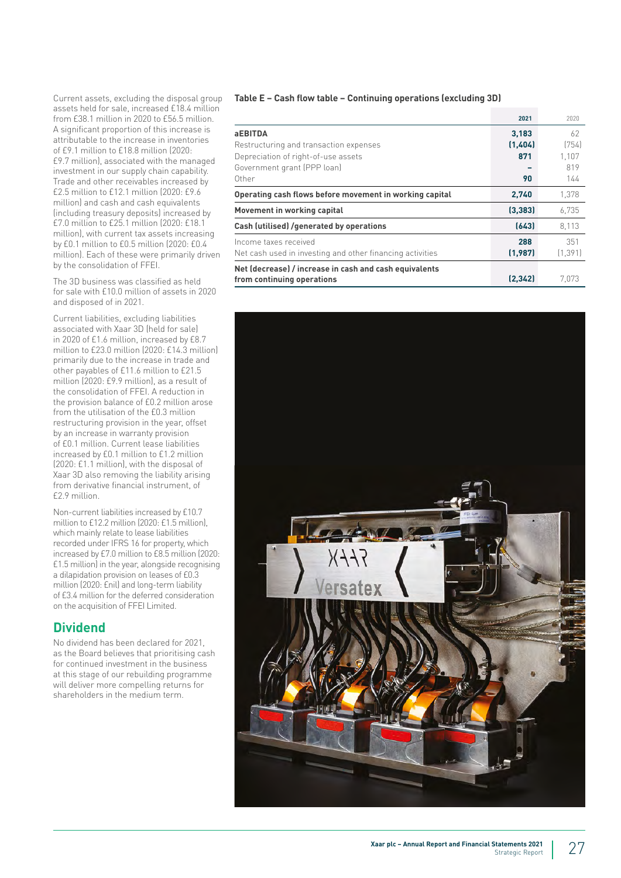Current assets, excluding the disposal group assets held for sale, increased £18.4 million from £38.1 million in 2020 to £56.5 million. A significant proportion of this increase is attributable to the increase in inventories of £9.1 million to £18.8 million (2020: £9.7 million), associated with the managed investment in our supply chain capability. Trade and other receivables increased by £2.5 million to £12.1 million (2020: £9.6 million) and cash and cash equivalents (including treasury deposits) increased by £7.0 million to £25.1 million (2020: £18.1 million), with current tax assets increasing by £0.1 million to £0.5 million (2020: £0.4 million). Each of these were primarily driven by the consolidation of FFEI.

The 3D business was classified as held for sale with £10.0 million of assets in 2020 and disposed of in 2021.

Current liabilities, excluding liabilities associated with Xaar 3D (held for sale) in 2020 of £1.6 million, increased by £8.7 million to £23.0 million (2020: £14.3 million) primarily due to the increase in trade and other payables of £11.6 million to £21.5 million (2020: £9.9 million), as a result of the consolidation of FFEI. A reduction in the provision balance of £0.2 million arose from the utilisation of the £0.3 million restructuring provision in the year, offset by an increase in warranty provision of £0.1 million. Current lease liabilities increased by £0.1 million to £1.2 million (2020: £1.1 million), with the disposal of Xaar 3D also removing the liability arising from derivative financial instrument, of £2.9 million.

Non-current liabilities increased by £10.7 million to £12.2 million (2020: £1.5 million), which mainly relate to lease liabilities recorded under IFRS 16 for property, which increased by £7.0 million to £8.5 million (2020: £1.5 million) in the year, alongside recognising a dilapidation provision on leases of £0.3 million (2020: £nil) and long-term liability of £3.4 million for the deferred consideration on the acquisition of FFEI Limited.

## Dividend

No dividend has been declared for 2021, as the Board believes that prioritising cash for continued investment in the business at this stage of our rebuilding programme will deliver more compelling returns for shareholders in the medium term.

**Table E – Cash flow table – Continuing operations (excluding 3D)**

| | 2021 | 2020 |
|---|---|---|
| **aEBITDA** | **3,183** | 62 |
| Restructuring and transaction expenses | **(1,404)** | (754) |
| Depreciation of right-of-use assets | **871** | 1,107 |
| Government grant (PPP loan) | **–** | 819 |
| Other | **90** | 144 |
| **Operating cash flows before movement in working capital** | **2,740** | 1,378 |
| **Movement in working capital** | **(3,383)** | 6,735 |
| **Cash (utilised) /generated by operations** | **(643)** | 8,113 |
| Income taxes received | **288** | 351 |
| Net cash used in investing and other financing activities | **(1,987)** | (1,391) |
| **Net (decrease) / increase in cash and cash equivalents from continuing operations** | **(2,342)** | 7,073 |